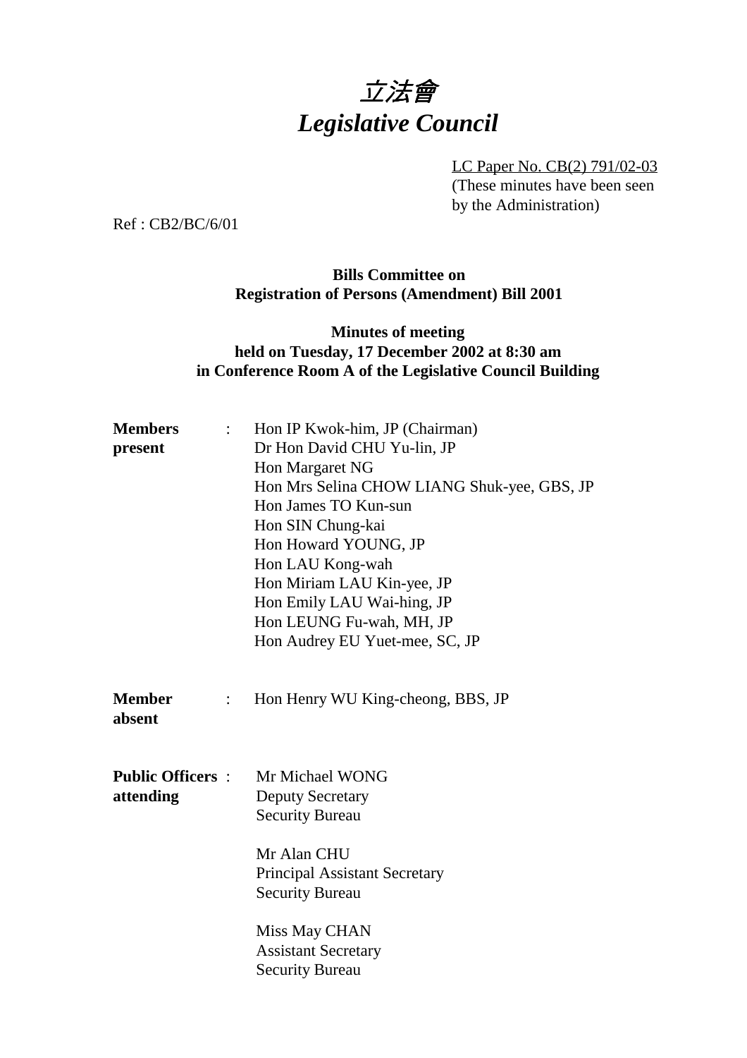# *立法會*
# *Legislative Council*

LC Paper No. CB(2) 791/02-03
(These minutes have been seen by the Administration)

Ref : CB2/BC/6/01

**Bills Committee on**
**Registration of Persons (Amendment) Bill 2001**

**Minutes of meeting**
**held on Tuesday, 17 December 2002 at 8:30 am**
**in Conference Room A of the Legislative Council Building**

**Members present** :
Hon IP Kwok-him, JP (Chairman)
Dr Hon David CHU Yu-lin, JP
Hon Margaret NG
Hon Mrs Selina CHOW LIANG Shuk-yee, GBS, JP
Hon James TO Kun-sun
Hon SIN Chung-kai
Hon Howard YOUNG, JP
Hon LAU Kong-wah
Hon Miriam LAU Kin-yee, JP
Hon Emily LAU Wai-hing, JP
Hon LEUNG Fu-wah, MH, JP
Hon Audrey EU Yuet-mee, SC, JP

**Member absent** :
Hon Henry WU King-cheong, BBS, JP

**Public Officers attending** :
Mr Michael WONG
Deputy Secretary
Security Bureau

Mr Alan CHU
Principal Assistant Secretary
Security Bureau

Miss May CHAN
Assistant Secretary
Security Bureau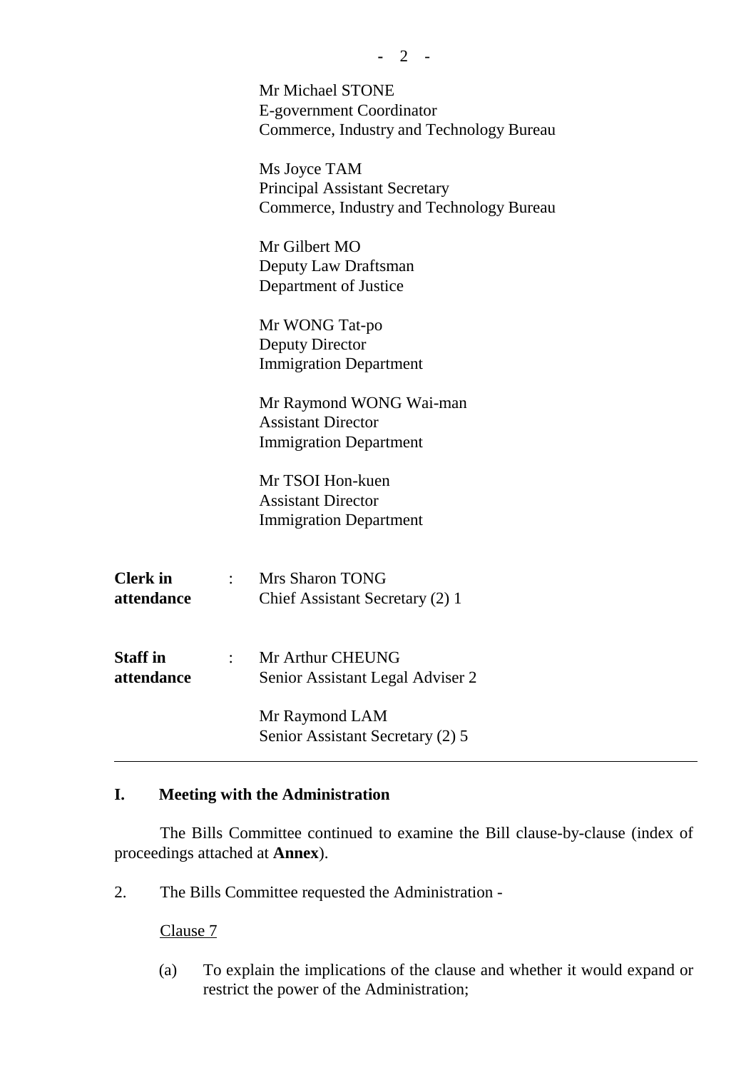Mr Michael STONE
E-government Coordinator
Commerce, Industry and Technology Bureau

Ms Joyce TAM
Principal Assistant Secretary
Commerce, Industry and Technology Bureau

Mr Gilbert MO
Deputy Law Draftsman
Department of Justice

Mr WONG Tat-po
Deputy Director
Immigration Department

Mr Raymond WONG Wai-man
Assistant Director
Immigration Department

Mr TSOI Hon-kuen
Assistant Director
Immigration Department

**Clerk in attendance** : Mrs Sharon TONG
Chief Assistant Secretary (2) 1

**Staff in attendance** : Mr Arthur CHEUNG
Senior Assistant Legal Adviser 2

Mr Raymond LAM
Senior Assistant Secretary (2) 5

---

## I. Meeting with the Administration

The Bills Committee continued to examine the Bill clause-by-clause (index of proceedings attached at **Annex**).

2. The Bills Committee requested the Administration -

Clause 7

(a) To explain the implications of the clause and whether it would expand or restrict the power of the Administration;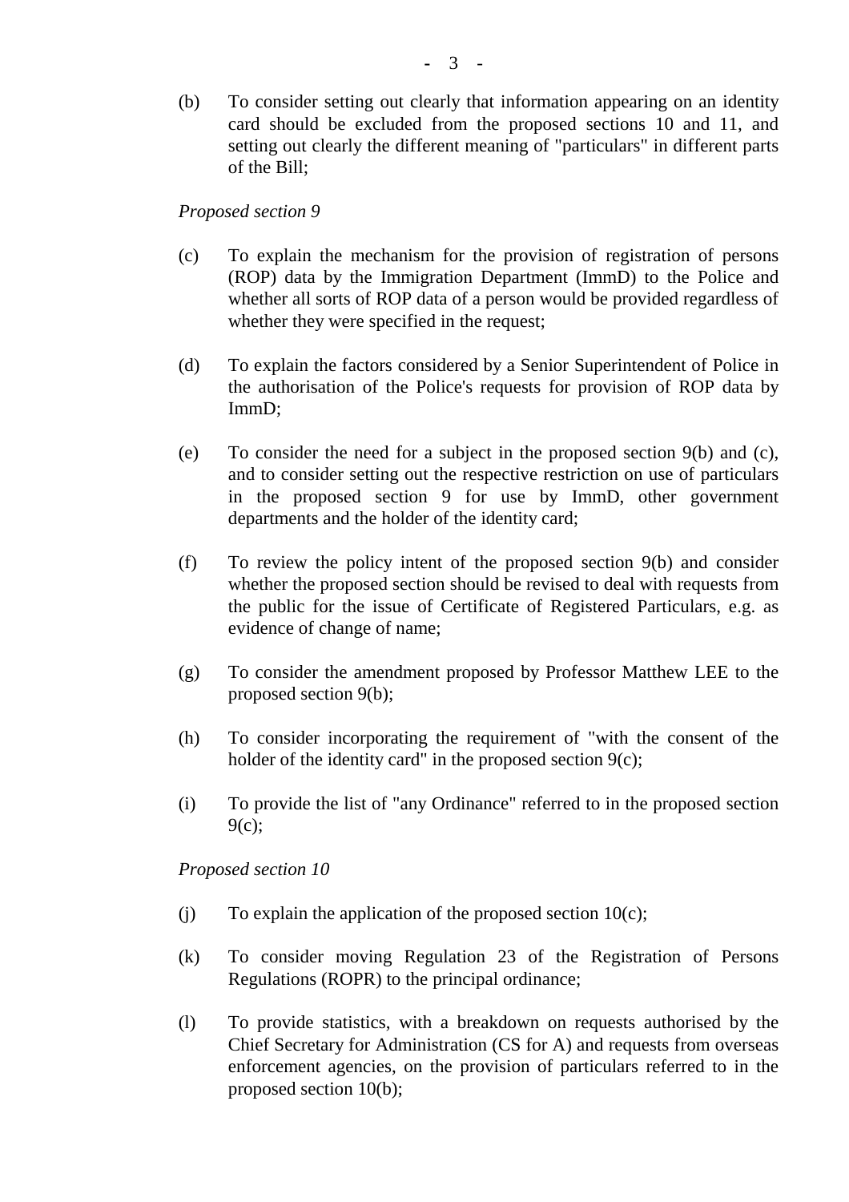(b) To consider setting out clearly that information appearing on an identity card should be excluded from the proposed sections 10 and 11, and setting out clearly the different meaning of "particulars" in different parts of the Bill;

*Proposed section 9*

(c) To explain the mechanism for the provision of registration of persons (ROP) data by the Immigration Department (ImmD) to the Police and whether all sorts of ROP data of a person would be provided regardless of whether they were specified in the request;

(d) To explain the factors considered by a Senior Superintendent of Police in the authorisation of the Police's requests for provision of ROP data by ImmD;

(e) To consider the need for a subject in the proposed section 9(b) and (c), and to consider setting out the respective restriction on use of particulars in the proposed section 9 for use by ImmD, other government departments and the holder of the identity card;

(f) To review the policy intent of the proposed section 9(b) and consider whether the proposed section should be revised to deal with requests from the public for the issue of Certificate of Registered Particulars, e.g. as evidence of change of name;

(g) To consider the amendment proposed by Professor Matthew LEE to the proposed section 9(b);

(h) To consider incorporating the requirement of "with the consent of the holder of the identity card" in the proposed section 9(c);

(i) To provide the list of "any Ordinance" referred to in the proposed section 9(c);

*Proposed section 10*

(j) To explain the application of the proposed section 10(c);

(k) To consider moving Regulation 23 of the Registration of Persons Regulations (ROPR) to the principal ordinance;

(l) To provide statistics, with a breakdown on requests authorised by the Chief Secretary for Administration (CS for A) and requests from overseas enforcement agencies, on the provision of particulars referred to in the proposed section 10(b);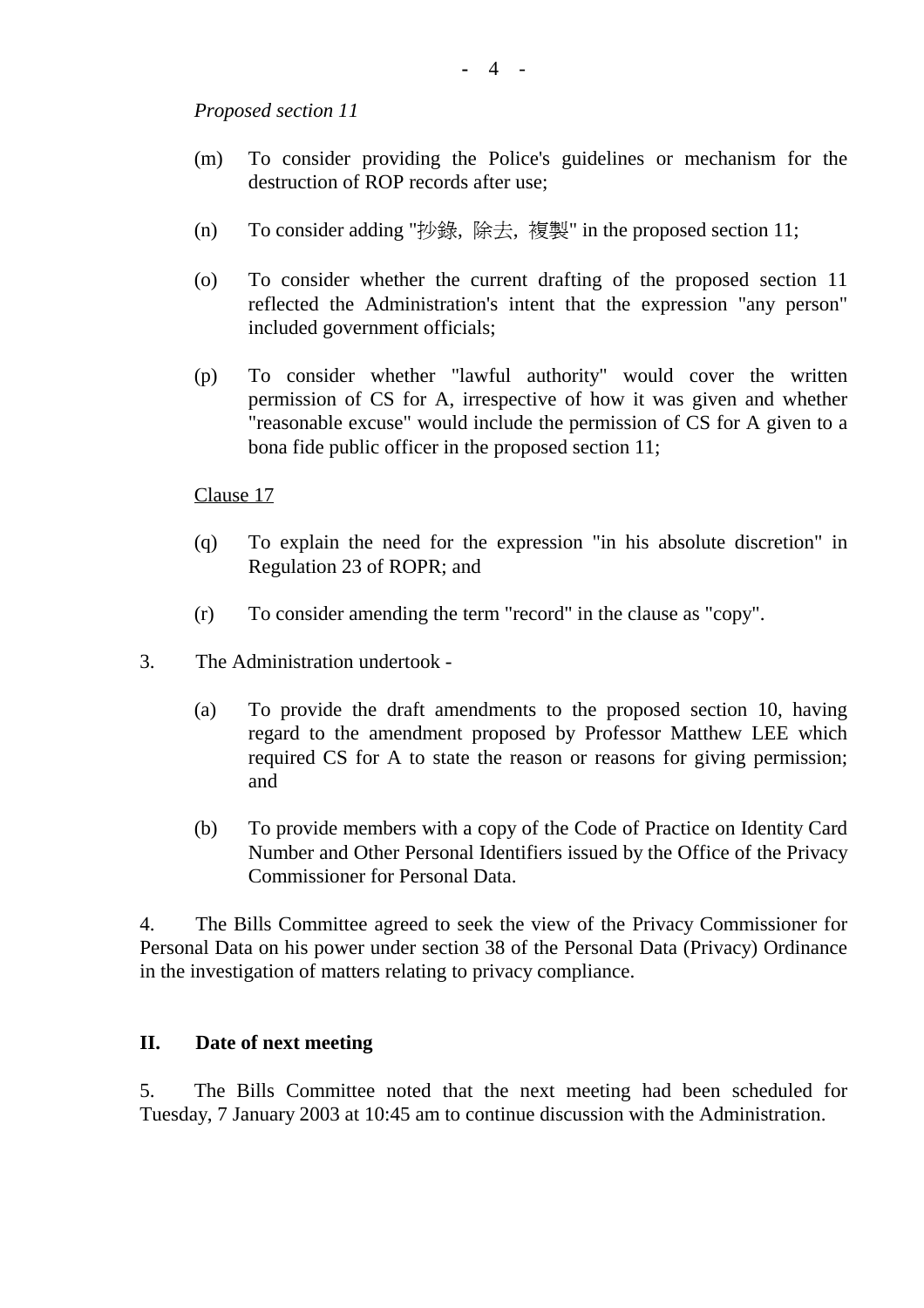*Proposed section 11*

(m) To consider providing the Police's guidelines or mechanism for the destruction of ROP records after use;

(n) To consider adding "抄錄, 除去, 複製" in the proposed section 11;

(o) To consider whether the current drafting of the proposed section 11 reflected the Administration's intent that the expression "any person" included government officials;

(p) To consider whether "lawful authority" would cover the written permission of CS for A, irrespective of how it was given and whether "reasonable excuse" would include the permission of CS for A given to a bona fide public officer in the proposed section 11;

<u>Clause 17</u>

(q) To explain the need for the expression "in his absolute discretion" in Regulation 23 of ROPR; and

(r) To consider amending the term "record" in the clause as "copy".

3. The Administration undertook -

(a) To provide the draft amendments to the proposed section 10, having regard to the amendment proposed by Professor Matthew LEE which required CS for A to state the reason or reasons for giving permission; and

(b) To provide members with a copy of the Code of Practice on Identity Card Number and Other Personal Identifiers issued by the Office of the Privacy Commissioner for Personal Data.

4. The Bills Committee agreed to seek the view of the Privacy Commissioner for Personal Data on his power under section 38 of the Personal Data (Privacy) Ordinance in the investigation of matters relating to privacy compliance.

## II. Date of next meeting

5. The Bills Committee noted that the next meeting had been scheduled for Tuesday, 7 January 2003 at 10:45 am to continue discussion with the Administration.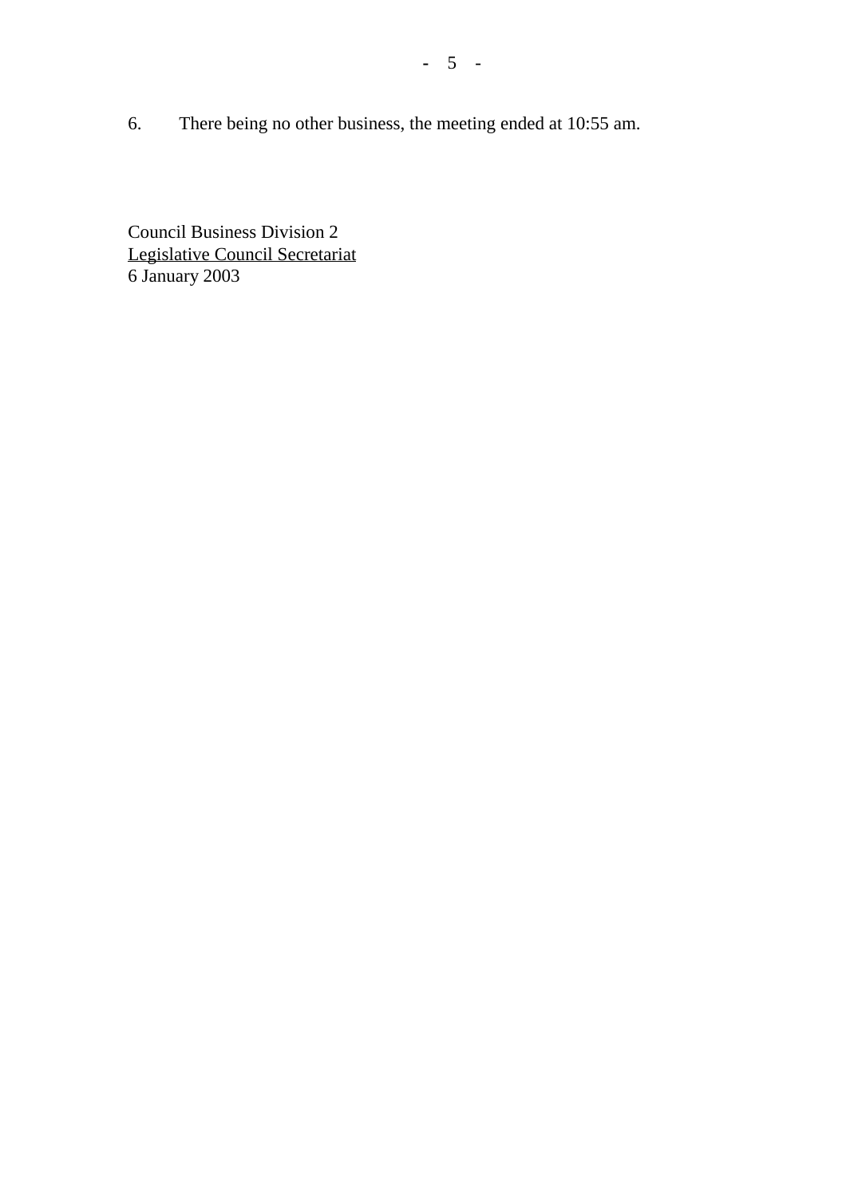6. There being no other business, the meeting ended at 10:55 am.

Council Business Division 2
Legislative Council Secretariat
6 January 2003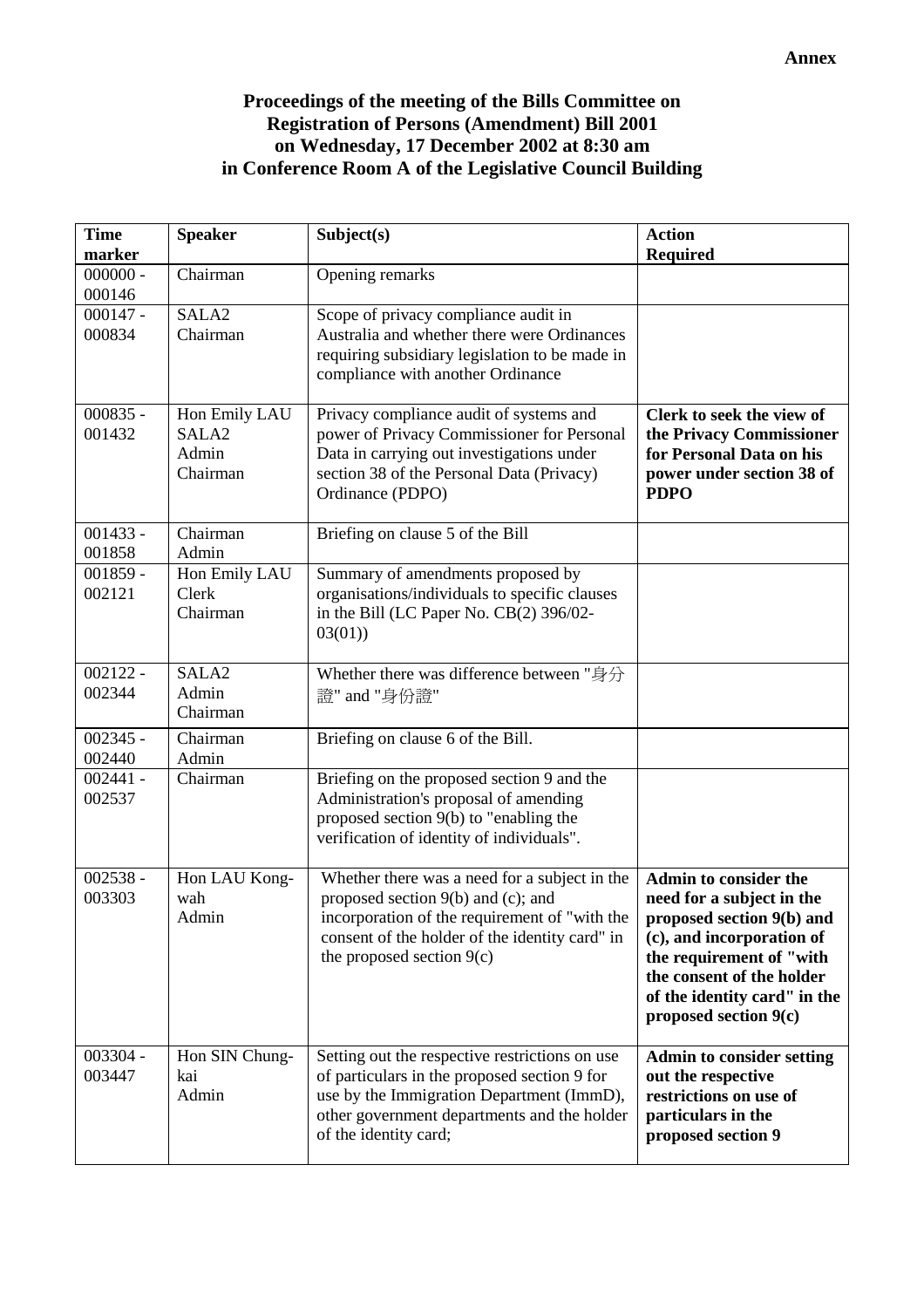**Annex**

**Proceedings of the meeting of the Bills Committee on Registration of Persons (Amendment) Bill 2001 on Wednesday, 17 December 2002 at 8:30 am in Conference Room A of the Legislative Council Building**

| Time marker | Speaker | Subject(s) | Action Required |
|---|---|---|---|
| 000000 - 000146 | Chairman | Opening remarks | |
| 000147 - 000834 | SALA2<br>Chairman | Scope of privacy compliance audit in Australia and whether there were Ordinances requiring subsidiary legislation to be made in compliance with another Ordinance | |
| 000835 - 001432 | Hon Emily LAU<br>SALA2<br>Admin<br>Chairman | Privacy compliance audit of systems and power of Privacy Commissioner for Personal Data in carrying out investigations under section 38 of the Personal Data (Privacy) Ordinance (PDPO) | **Clerk to seek the view of the Privacy Commissioner for Personal Data on his power under section 38 of PDPO** |
| 001433 - 001858 | Chairman<br>Admin | Briefing on clause 5 of the Bill | |
| 001859 - 002121 | Hon Emily LAU<br>Clerk<br>Chairman | Summary of amendments proposed by organisations/individuals to specific clauses in the Bill (LC Paper No. CB(2) 396/02-03(01)) | |
| 002122 - 002344 | SALA2<br>Admin<br>Chairman | Whether there was difference between "身分證" and "身份證" | |
| 002345 - 002440 | Chairman<br>Admin | Briefing on clause 6 of the Bill. | |
| 002441 - 002537 | Chairman | Briefing on the proposed section 9 and the Administration's proposal of amending proposed section 9(b) to "enabling the verification of identity of individuals". | |
| 002538 - 003303 | Hon LAU Kong-wah<br>Admin | Whether there was a need for a subject in the proposed section 9(b) and (c); and incorporation of the requirement of "with the consent of the holder of the identity card" in the proposed section 9(c) | **Admin to consider the need for a subject in the proposed section 9(b) and (c), and incorporation of the requirement of "with the consent of the holder of the identity card" in the proposed section 9(c)** |
| 003304 - 003447 | Hon SIN Chung-kai<br>Admin | Setting out the respective restrictions on use of particulars in the proposed section 9 for use by the Immigration Department (ImmD), other government departments and the holder of the identity card; | **Admin to consider setting out the respective restrictions on use of particulars in the proposed section 9** |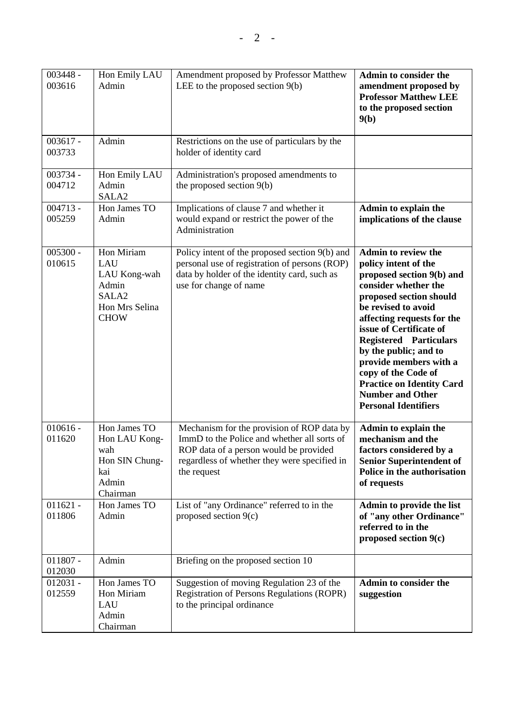| 003448 - 003616 | Hon Emily LAU<br>Admin | Amendment proposed by Professor Matthew LEE to the proposed section 9(b) | **Admin to consider the amendment proposed by Professor Matthew LEE to the proposed section 9(b)** |
|---|---|---|---|
| 003617 - 003733 | Admin | Restrictions on the use of particulars by the holder of identity card | |
| 003734 - 004712 | Hon Emily LAU<br>Admin<br>SALA2 | Administration's proposed amendments to the proposed section 9(b) | |
| 004713 - 005259 | Hon James TO<br>Admin | Implications of clause 7 and whether it would expand or restrict the power of the Administration | **Admin to explain the implications of the clause** |
| 005300 - 010615 | Hon Miriam LAU<br>LAU Kong-wah<br>Admin<br>SALA2<br>Hon Mrs Selina CHOW | Policy intent of the proposed section 9(b) and personal use of registration of persons (ROP) data by holder of the identity card, such as use for change of name | **Admin to review the policy intent of the proposed section 9(b) and consider whether the proposed section should be revised to avoid affecting requests for the issue of Certificate of Registered Particulars by the public; and to provide members with a copy of the Code of Practice on Identity Card Number and Other Personal Identifiers** |
| 010616 - 011620 | Hon James TO<br>Hon LAU Kong-wah<br>Hon SIN Chung-kai<br>Admin<br>Chairman | Mechanism for the provision of ROP data by ImmD to the Police and whether all sorts of ROP data of a person would be provided regardless of whether they were specified in the request | **Admin to explain the mechanism and the factors considered by a Senior Superintendent of Police in the authorisation of requests** |
| 011621 - 011806 | Hon James TO<br>Admin | List of "any Ordinance" referred to in the proposed section 9(c) | **Admin to provide the list of "any other Ordinance" referred to in the proposed section 9(c)** |
| 011807 - 012030 | Admin | Briefing on the proposed section 10 | |
| 012031 - 012559 | Hon James TO<br>Hon Miriam LAU<br>Admin<br>Chairman | Suggestion of moving Regulation 23 of the Registration of Persons Regulations (ROPR) to the principal ordinance | **Admin to consider the suggestion** |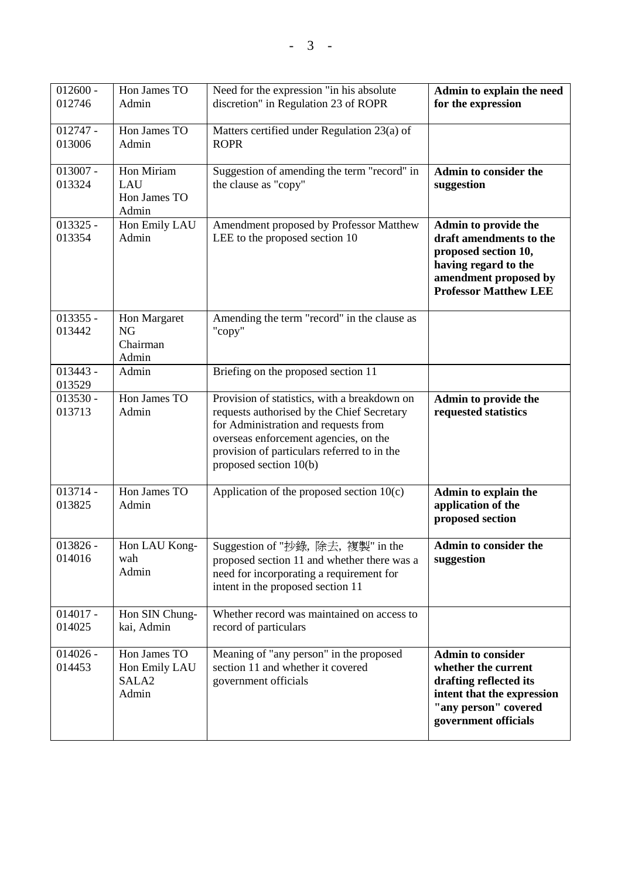| 012600 - 012746 | Hon James TO Admin | Need for the expression "in his absolute discretion" in Regulation 23 of ROPR | **Admin to explain the need for the expression** |
|---|---|---|---|
| 012747 - 013006 | Hon James TO Admin | Matters certified under Regulation 23(a) of ROPR | |
| 013007 - 013324 | Hon Miriam LAU Hon James TO Admin | Suggestion of amending the term "record" in the clause as "copy" | **Admin to consider the suggestion** |
| 013325 - 013354 | Hon Emily LAU Admin | Amendment proposed by Professor Matthew LEE to the proposed section 10 | **Admin to provide the draft amendments to the proposed section 10, having regard to the amendment proposed by Professor Matthew LEE** |
| 013355 - 013442 | Hon Margaret NG Chairman Admin | Amending the term "record" in the clause as "copy" | |
| 013443 - 013529 | Admin | Briefing on the proposed section 11 | |
| 013530 - 013713 | Hon James TO Admin | Provision of statistics, with a breakdown on requests authorised by the Chief Secretary for Administration and requests from overseas enforcement agencies, on the provision of particulars referred to in the proposed section 10(b) | **Admin to provide the requested statistics** |
| 013714 - 013825 | Hon James TO Admin | Application of the proposed section 10(c) | **Admin to explain the application of the proposed section** |
| 013826 - 014016 | Hon LAU Kong-wah Admin | Suggestion of "抄錄, 除去, 複製" in the proposed section 11 and whether there was a need for incorporating a requirement for intent in the proposed section 11 | **Admin to consider the suggestion** |
| 014017 - 014025 | Hon SIN Chung-kai, Admin | Whether record was maintained on access to record of particulars | |
| 014026 - 014453 | Hon James TO Hon Emily LAU SALA2 Admin | Meaning of "any person" in the proposed section 11 and whether it covered government officials | **Admin to consider whether the current drafting reflected its intent that the expression "any person" covered government officials** |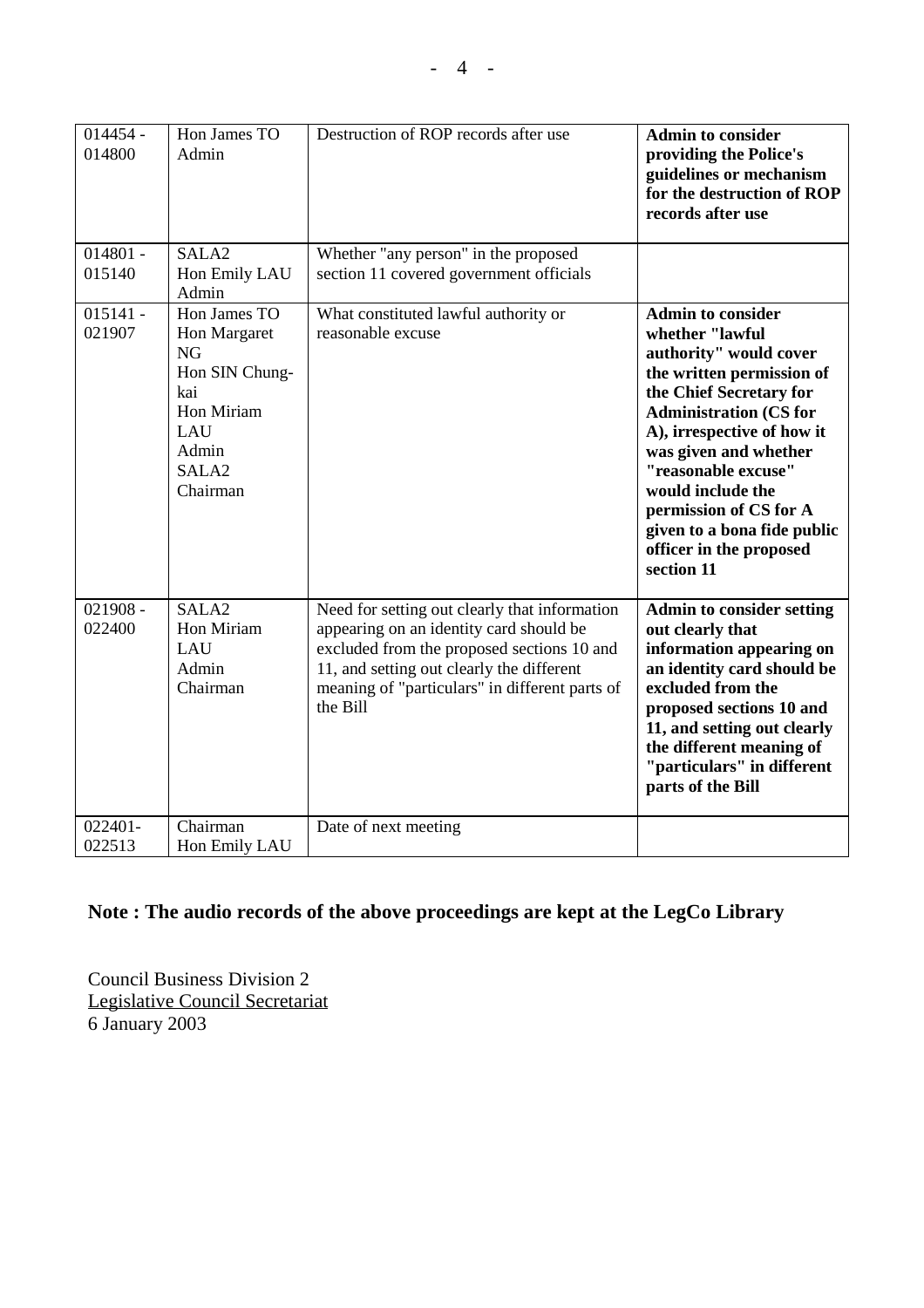| 014454 - 014800 | Hon James TO<br>Admin | Destruction of ROP records after use | **Admin to consider providing the Police's guidelines or mechanism for the destruction of ROP records after use** |
|---|---|---|---|
| 014801 - 015140 | SALA2<br>Hon Emily LAU<br>Admin | Whether "any person" in the proposed section 11 covered government officials | |
| 015141 - 021907 | Hon James TO<br>Hon Margaret NG<br>Hon SIN Chung-kai<br>Hon Miriam LAU<br>Admin<br>SALA2<br>Chairman | What constituted lawful authority or reasonable excuse | **Admin to consider whether "lawful authority" would cover the written permission of the Chief Secretary for Administration (CS for A), irrespective of how it was given and whether "reasonable excuse" would include the permission of CS for A given to a bona fide public officer in the proposed section 11** |
| 021908 - 022400 | SALA2<br>Hon Miriam LAU<br>Admin<br>Chairman | Need for setting out clearly that information appearing on an identity card should be excluded from the proposed sections 10 and 11, and setting out clearly the different meaning of "particulars" in different parts of the Bill | **Admin to consider setting out clearly that information appearing on an identity card should be excluded from the proposed sections 10 and 11, and setting out clearly the different meaning of "particulars" in different parts of the Bill** |
| 022401- 022513 | Chairman<br>Hon Emily LAU | Date of next meeting | |

**Note : The audio records of the above proceedings are kept at the LegCo Library**

Council Business Division 2
Legislative Council Secretariat
6 January 2003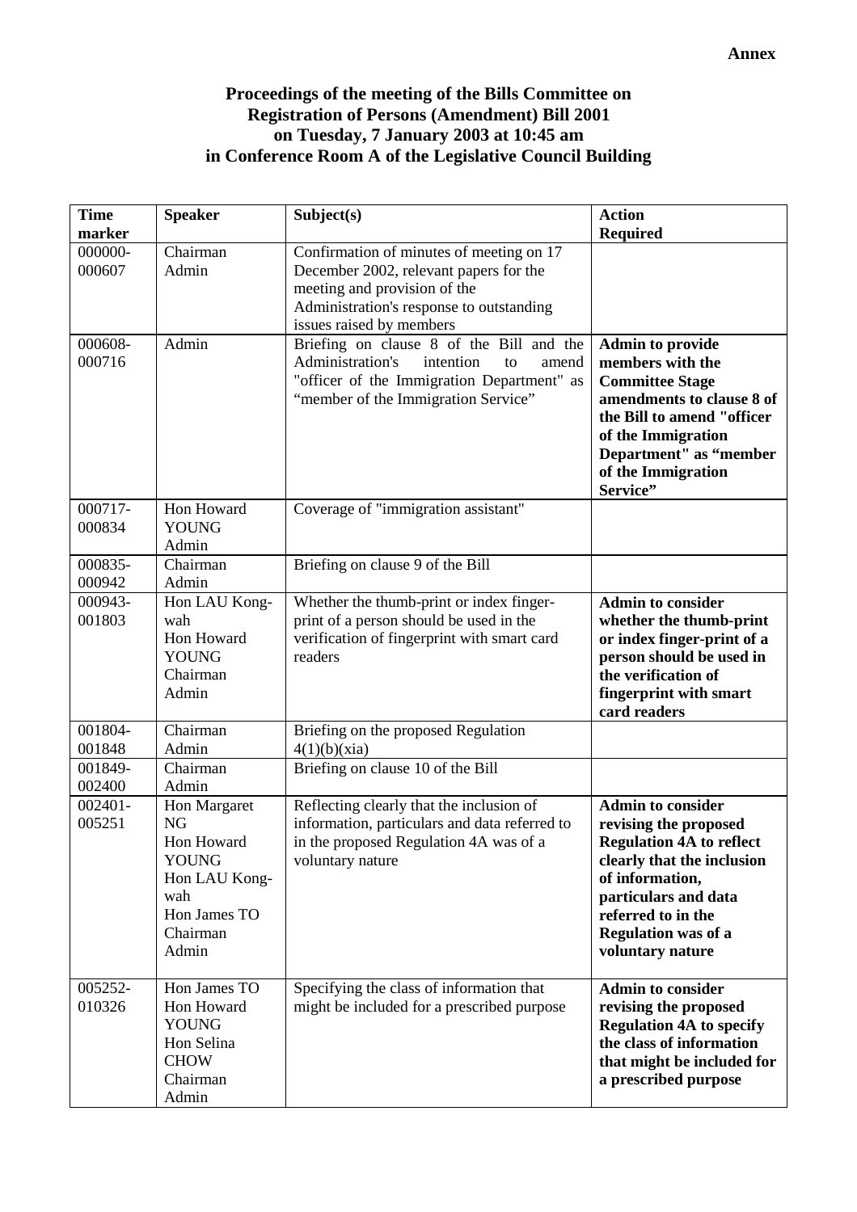**Annex**

**Proceedings of the meeting of the Bills Committee on Registration of Persons (Amendment) Bill 2001 on Tuesday, 7 January 2003 at 10:45 am in Conference Room A of the Legislative Council Building**

| Time marker | Speaker | Subject(s) | Action Required |
|---|---|---|---|
| 000000-000607 | Chairman<br>Admin | Confirmation of minutes of meeting on 17 December 2002, relevant papers for the meeting and provision of the Administration's response to outstanding issues raised by members | |
| 000608-000716 | Admin | Briefing on clause 8 of the Bill and the Administration's intention to amend "officer of the Immigration Department" as "member of the Immigration Service" | **Admin to provide members with the Committee Stage amendments to clause 8 of the Bill to amend "officer of the Immigration Department" as "member of the Immigration Service"** |
| 000717-000834 | Hon Howard YOUNG<br>Admin | Coverage of "immigration assistant" | |
| 000835-000942 | Chairman<br>Admin | Briefing on clause 9 of the Bill | |
| 000943-001803 | Hon LAU Kong-wah<br>Hon Howard YOUNG<br>Chairman<br>Admin | Whether the thumb-print or index finger-print of a person should be used in the verification of fingerprint with smart card readers | **Admin to consider whether the thumb-print or index finger-print of a person should be used in the verification of fingerprint with smart card readers** |
| 001804-001848 | Chairman<br>Admin | Briefing on the proposed Regulation 4(1)(b)(xia) | |
| 001849-002400 | Chairman<br>Admin | Briefing on clause 10 of the Bill | |
| 002401-005251 | Hon Margaret NG<br>Hon Howard YOUNG<br>Hon LAU Kong-wah<br>Hon James TO<br>Chairman<br>Admin | Reflecting clearly that the inclusion of information, particulars and data referred to in the proposed Regulation 4A was of a voluntary nature | **Admin to consider revising the proposed Regulation 4A to reflect clearly that the inclusion of information, particulars and data referred to in the Regulation was of a voluntary nature** |
| 005252-010326 | Hon James TO<br>Hon Howard YOUNG<br>Hon Selina CHOW<br>Chairman<br>Admin | Specifying the class of information that might be included for a prescribed purpose | **Admin to consider revising the proposed Regulation 4A to specify the class of information that might be included for a prescribed purpose** |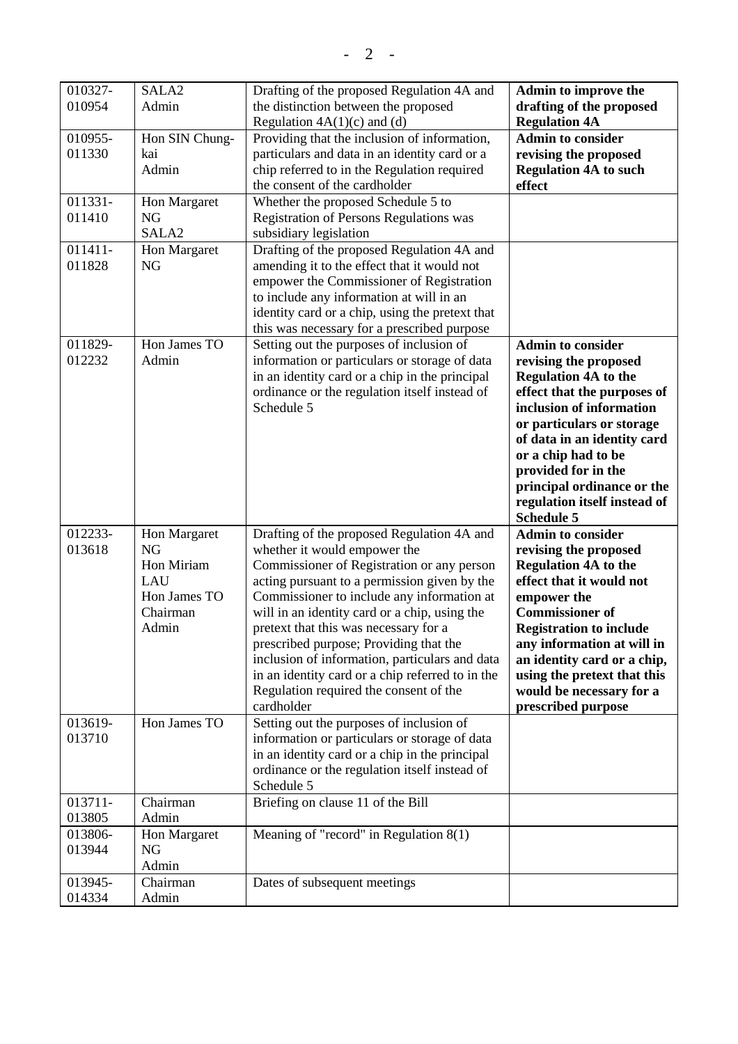| 010327-010954 | SALA2<br>Admin | Drafting of the proposed Regulation 4A and the distinction between the proposed Regulation 4A(1)(c) and (d) | **Admin to improve the drafting of the proposed Regulation 4A** |
|---|---|---|---|
| 010955-011330 | Hon SIN Chung-kai<br>Admin | Providing that the inclusion of information, particulars and data in an identity card or a chip referred to in the Regulation required the consent of the cardholder | **Admin to consider revising the proposed Regulation 4A to such effect** |
| 011331-011410 | Hon Margaret NG<br>SALA2 | Whether the proposed Schedule 5 to Registration of Persons Regulations was subsidiary legislation | |
| 011411-011828 | Hon Margaret NG | Drafting of the proposed Regulation 4A and amending it to the effect that it would not empower the Commissioner of Registration to include any information at will in an identity card or a chip, using the pretext that this was necessary for a prescribed purpose | |
| 011829-012232 | Hon James TO<br>Admin | Setting out the purposes of inclusion of information or particulars or storage of data in an identity card or a chip in the principal ordinance or the regulation itself instead of Schedule 5 | **Admin to consider revising the proposed Regulation 4A to the effect that the purposes of inclusion of information or particulars or storage of data in an identity card or a chip had to be provided for in the principal ordinance or the regulation itself instead of Schedule 5** |
| 012233-013618 | Hon Margaret NG<br>Hon Miriam LAU<br>Hon James TO<br>Chairman<br>Admin | Drafting of the proposed Regulation 4A and whether it would empower the Commissioner of Registration or any person acting pursuant to a permission given by the Commissioner to include any information at will in an identity card or a chip, using the pretext that this was necessary for a prescribed purpose; Providing that the inclusion of information, particulars and data in an identity card or a chip referred to in the Regulation required the consent of the cardholder | **Admin to consider revising the proposed Regulation 4A to the effect that it would not empower the Commissioner of Registration to include any information at will in an identity card or a chip, using the pretext that this would be necessary for a prescribed purpose** |
| 013619-013710 | Hon James TO | Setting out the purposes of inclusion of information or particulars or storage of data in an identity card or a chip in the principal ordinance or the regulation itself instead of Schedule 5 | |
| 013711-013805 | Chairman<br>Admin | Briefing on clause 11 of the Bill | |
| 013806-013944 | Hon Margaret NG<br>Admin | Meaning of "record" in Regulation 8(1) | |
| 013945-014334 | Chairman<br>Admin | Dates of subsequent meetings | |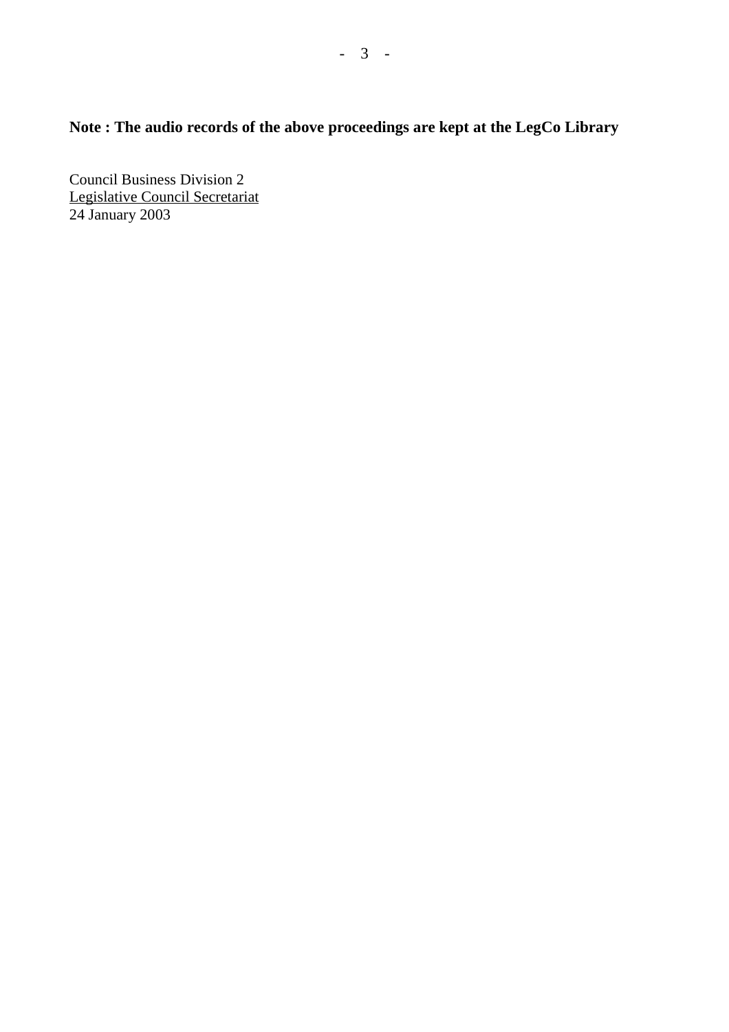**Note : The audio records of the above proceedings are kept at the LegCo Library**

Council Business Division 2
Legislative Council Secretariat
24 January 2003